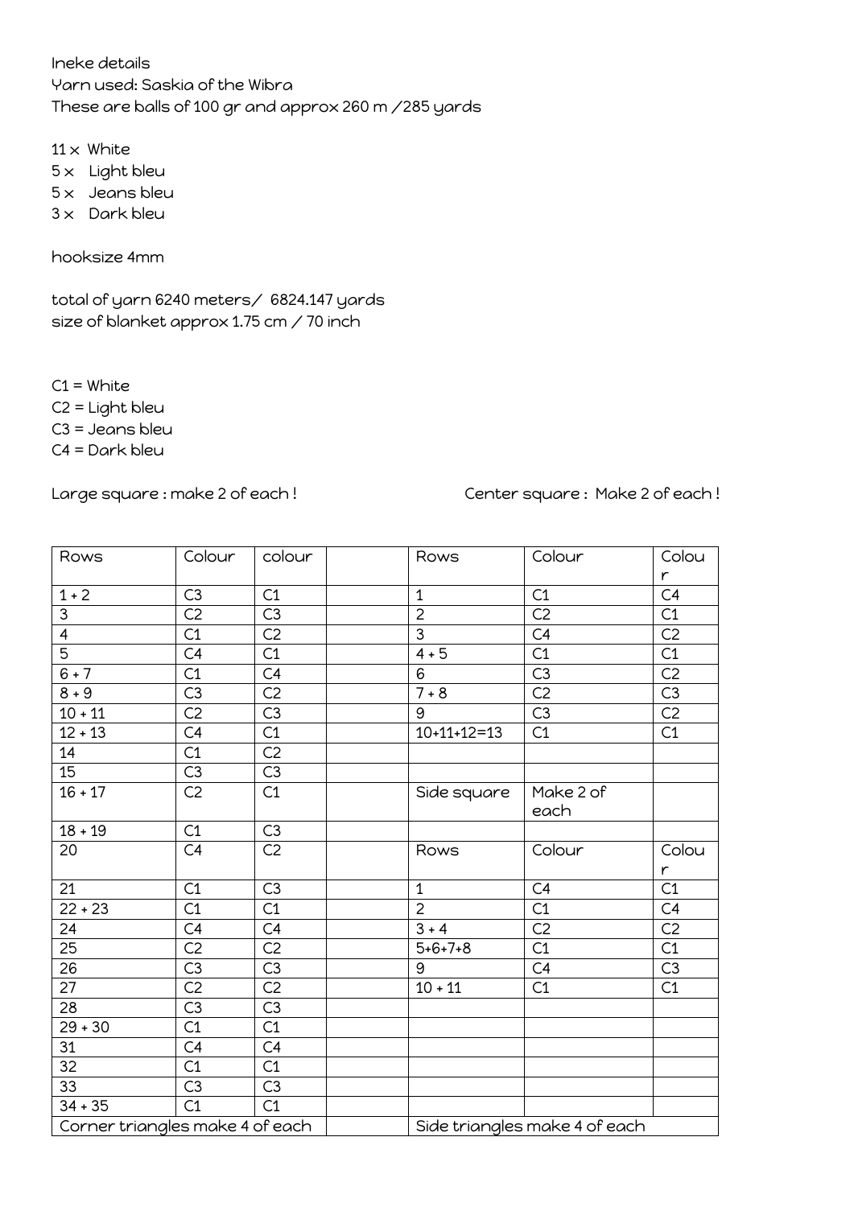Ineke details
Yarn used: Saskia of the Wibra
These are balls of 100 gr and approx 260 m /285 yards

11 x White
5 x Light bleu
5 x Jeans bleu
3 x Dark bleu

hooksize 4mm

total of yarn 6240 meters/ 6824.147 yards
size of blanket approx 1.75 cm / 70 inch

C1 = White
C2 = Light bleu
C3 = Jeans bleu
C4 = Dark bleu

Large square : make 2 of each !

Center square : Make 2 of each !

| Rows | Colour | colour | | Rows | Colour | Colour |
|---|---|---|---|---|---|---|
| 1 + 2 | C3 | C1 | | 1 | C1 | C4 |
| 3 | C2 | C3 | | 2 | C2 | C1 |
| 4 | C1 | C2 | | 3 | C4 | C2 |
| 5 | C4 | C1 | | 4 + 5 | C1 | C1 |
| 6 + 7 | C1 | C4 | | 6 | C3 | C2 |
| 8 + 9 | C3 | C2 | | 7 + 8 | C2 | C3 |
| 10 + 11 | C2 | C3 | | 9 | C3 | C2 |
| 12 + 13 | C4 | C1 | | 10+11+12=13 | C1 | C1 |
| 14 | C1 | C2 | | | | |
| 15 | C3 | C3 | | | | |
| 16 + 17 | C2 | C1 | | Side square | Make 2 of each | |
| 18 + 19 | C1 | C3 | | | | |
| 20 | C4 | C2 | | Rows | Colour | Colour |
| 21 | C1 | C3 | | 1 | C4 | C1 |
| 22 + 23 | C1 | C1 | | 2 | C1 | C4 |
| 24 | C4 | C4 | | 3 + 4 | C2 | C2 |
| 25 | C2 | C2 | | 5+6+7+8 | C1 | C1 |
| 26 | C3 | C3 | | 9 | C4 | C3 |
| 27 | C2 | C2 | | 10 + 11 | C1 | C1 |
| 28 | C3 | C3 | | | | |
| 29 + 30 | C1 | C1 | | | | |
| 31 | C4 | C4 | | | | |
| 32 | C1 | C1 | | | | |
| 33 | C3 | C3 | | | | |
| 34 + 35 | C1 | C1 | | | | |
| Corner triangles make 4 of each | | | | Side triangles make 4 of each | | |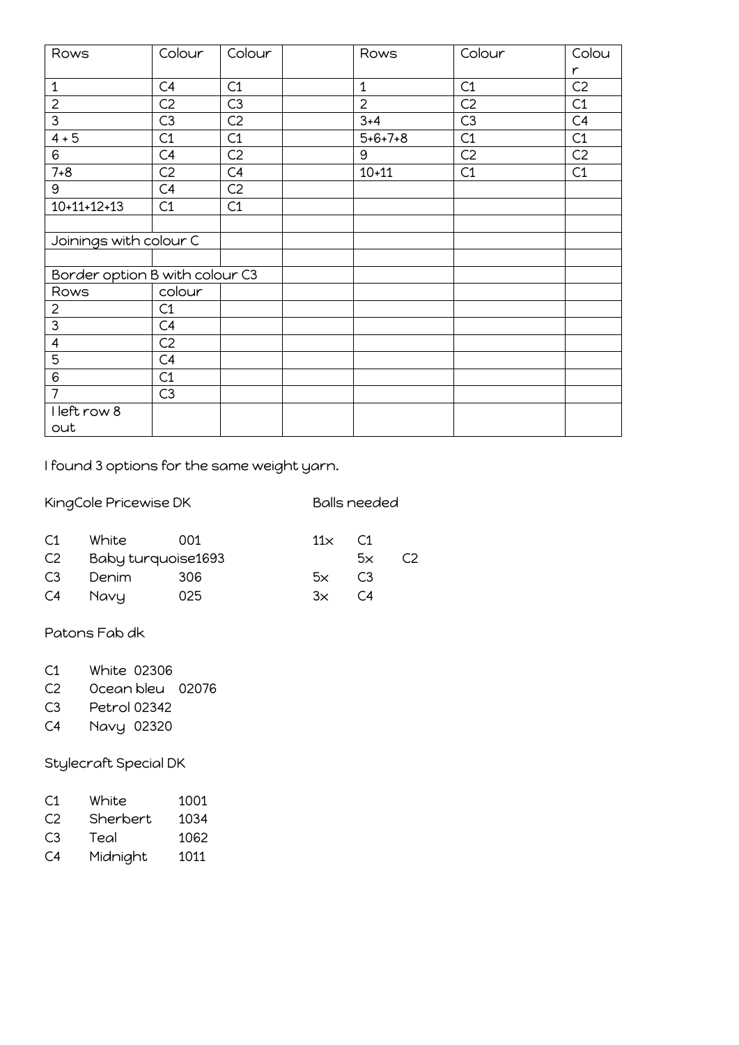| Rows | Colour | Colour | | Rows | Colour | Colour |
|---|---|---|---|---|---|---|
| 1 | C4 | C1 | | 1 | C1 | C2 |
| 2 | C2 | C3 | | 2 | C2 | C1 |
| 3 | C3 | C2 | | 3+4 | C3 | C4 |
| 4 + 5 | C1 | C1 | | 5+6+7+8 | C1 | C1 |
| 6 | C4 | C2 | | 9 | C2 | C2 |
| 7+8 | C2 | C4 | | 10+11 | C1 | C1 |
| 9 | C4 | C2 | | | | |
| 10+11+12+13 | C1 | C1 | | | | |
| | | | | | | |
| Joinings with colour C | | | | | | |
| | | | | | | |
| Border option B with colour C3 | | | | | | |
| Rows | colour | | | | | |
| 2 | C1 | | | | | |
| 3 | C4 | | | | | |
| 4 | C2 | | | | | |
| 5 | C4 | | | | | |
| 6 | C1 | | | | | |
| 7 | C3 | | | | | |
| I left row 8 out | | | | | | |

I found 3 options for the same weight yarn.

KingCole Pricewise DK — Balls needed

| | | | |
|---|---|---|---|
| C1 | White 001 | 11x | C1 |
| C2 | Baby turquoise1693 | 5x | C2 |
| C3 | Denim 306 | 5x | C3 |
| C4 | Navy 025 | 3x | C4 |

Patons Fab dk

C1 White 02306
C2 Ocean bleu 02076
C3 Petrol 02342
C4 Navy 02320

Stylecraft Special DK

C1 White 1001
C2 Sherbert 1034
C3 Teal 1062
C4 Midnight 1011